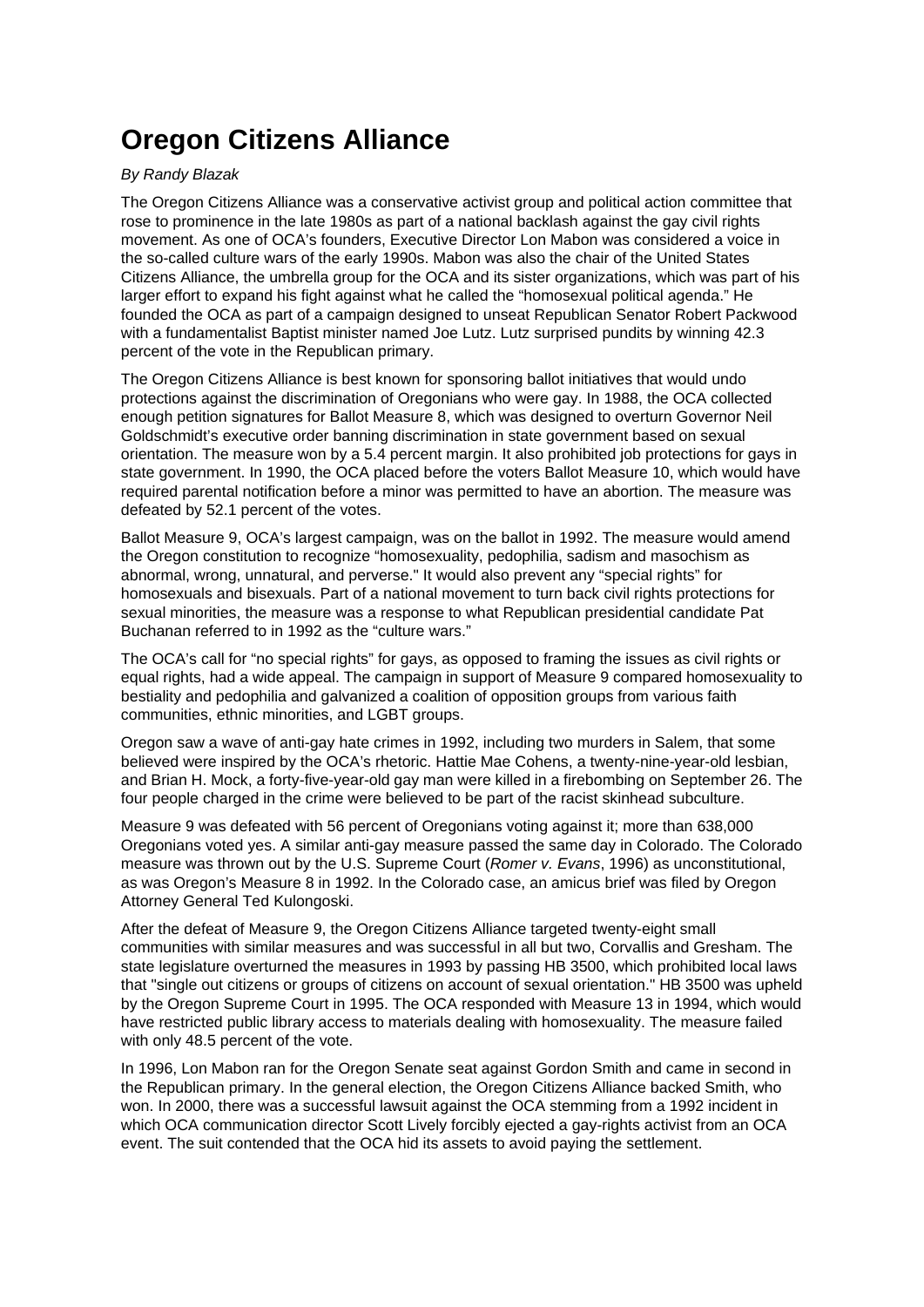# Oregon Citizens Alliance

*By Randy Blazak*

The Oregon Citizens Alliance was a conservative activist group and political action committee that rose to prominence in the late 1980s as part of a national backlash against the gay civil rights movement. As one of OCA's founders, Executive Director Lon Mabon was considered a voice in the so-called culture wars of the early 1990s. Mabon was also the chair of the United States Citizens Alliance, the umbrella group for the OCA and its sister organizations, which was part of his larger effort to expand his fight against what he called the "homosexual political agenda." He founded the OCA as part of a campaign designed to unseat Republican Senator Robert Packwood with a fundamentalist Baptist minister named Joe Lutz. Lutz surprised pundits by winning 42.3 percent of the vote in the Republican primary.

The Oregon Citizens Alliance is best known for sponsoring ballot initiatives that would undo protections against the discrimination of Oregonians who were gay. In 1988, the OCA collected enough petition signatures for Ballot Measure 8, which was designed to overturn Governor Neil Goldschmidt's executive order banning discrimination in state government based on sexual orientation. The measure won by a 5.4 percent margin. It also prohibited job protections for gays in state government. In 1990, the OCA placed before the voters Ballot Measure 10, which would have required parental notification before a minor was permitted to have an abortion. The measure was defeated by 52.1 percent of the votes.

Ballot Measure 9, OCA's largest campaign, was on the ballot in 1992. The measure would amend the Oregon constitution to recognize "homosexuality, pedophilia, sadism and masochism as abnormal, wrong, unnatural, and perverse." It would also prevent any "special rights" for homosexuals and bisexuals. Part of a national movement to turn back civil rights protections for sexual minorities, the measure was a response to what Republican presidential candidate Pat Buchanan referred to in 1992 as the "culture wars."

The OCA's call for "no special rights" for gays, as opposed to framing the issues as civil rights or equal rights, had a wide appeal. The campaign in support of Measure 9 compared homosexuality to bestiality and pedophilia and galvanized a coalition of opposition groups from various faith communities, ethnic minorities, and LGBT groups.

Oregon saw a wave of anti-gay hate crimes in 1992, including two murders in Salem, that some believed were inspired by the OCA's rhetoric. Hattie Mae Cohens, a twenty-nine-year-old lesbian, and Brian H. Mock, a forty-five-year-old gay man were killed in a firebombing on September 26. The four people charged in the crime were believed to be part of the racist skinhead subculture.

Measure 9 was defeated with 56 percent of Oregonians voting against it; more than 638,000 Oregonians voted yes. A similar anti-gay measure passed the same day in Colorado. The Colorado measure was thrown out by the U.S. Supreme Court (*Romer v. Evans*, 1996) as unconstitutional, as was Oregon's Measure 8 in 1992. In the Colorado case, an amicus brief was filed by Oregon Attorney General Ted Kulongoski.

After the defeat of Measure 9, the Oregon Citizens Alliance targeted twenty-eight small communities with similar measures and was successful in all but two, Corvallis and Gresham. The state legislature overturned the measures in 1993 by passing HB 3500, which prohibited local laws that "single out citizens or groups of citizens on account of sexual orientation." HB 3500 was upheld by the Oregon Supreme Court in 1995. The OCA responded with Measure 13 in 1994, which would have restricted public library access to materials dealing with homosexuality. The measure failed with only 48.5 percent of the vote.

In 1996, Lon Mabon ran for the Oregon Senate seat against Gordon Smith and came in second in the Republican primary. In the general election, the Oregon Citizens Alliance backed Smith, who won. In 2000, there was a successful lawsuit against the OCA stemming from a 1992 incident in which OCA communication director Scott Lively forcibly ejected a gay-rights activist from an OCA event. The suit contended that the OCA hid its assets to avoid paying the settlement.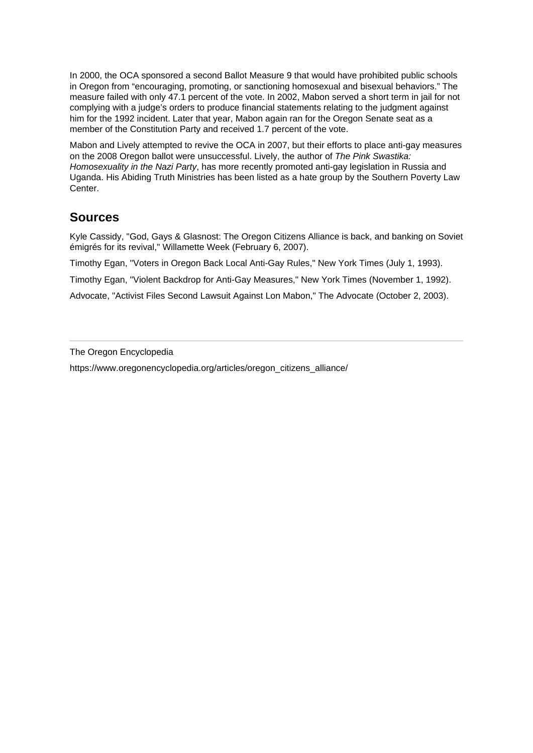In 2000, the OCA sponsored a second Ballot Measure 9 that would have prohibited public schools in Oregon from “encouraging, promoting, or sanctioning homosexual and bisexual behaviors.” The measure failed with only 47.1 percent of the vote. In 2002, Mabon served a short term in jail for not complying with a judge’s orders to produce financial statements relating to the judgment against him for the 1992 incident. Later that year, Mabon again ran for the Oregon Senate seat as a member of the Constitution Party and received 1.7 percent of the vote.

Mabon and Lively attempted to revive the OCA in 2007, but their efforts to place anti-gay measures on the 2008 Oregon ballot were unsuccessful. Lively, the author of *The Pink Swastika: Homosexuality in the Nazi Party*, has more recently promoted anti-gay legislation in Russia and Uganda. His Abiding Truth Ministries has been listed as a hate group by the Southern Poverty Law Center.

## Sources

Kyle Cassidy, "God, Gays & Glasnost: The Oregon Citizens Alliance is back, and banking on Soviet émigrés for its revival," Willamette Week (February 6, 2007).

Timothy Egan, "Voters in Oregon Back Local Anti-Gay Rules," New York Times (July 1, 1993).

Timothy Egan, "Violent Backdrop for Anti-Gay Measures," New York Times (November 1, 1992).

Advocate, "Activist Files Second Lawsuit Against Lon Mabon," The Advocate (October 2, 2003).

---

The Oregon Encyclopedia

https://www.oregonencyclopedia.org/articles/oregon_citizens_alliance/